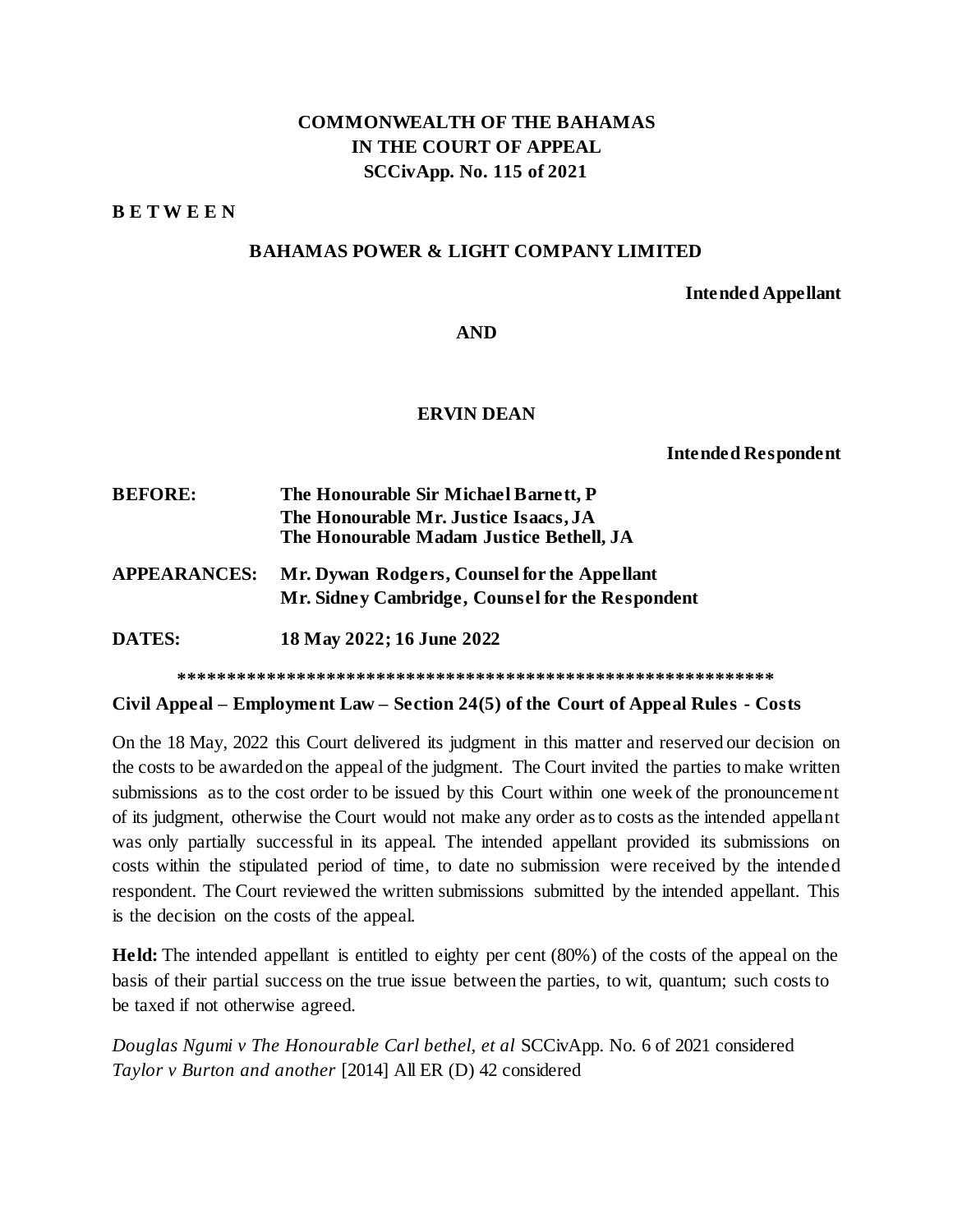**COMMONWEALTH OF THE BAHAMAS**
**IN THE COURT OF APPEAL**
**SCCivApp. No. 115 of 2021**

**B E T W E E N**

**BAHAMAS POWER & LIGHT COMPANY LIMITED**

**Intended Appellant**

**AND**

**ERVIN DEAN**

**Intended Respondent**

**BEFORE:** **The Honourable Sir Michael Barnett, P**
**The Honourable Mr. Justice Isaacs, JA**
**The Honourable Madam Justice Bethell, JA**

**APPEARANCES:** **Mr. Dywan Rodgers, Counsel for the Appellant**
**Mr. Sidney Cambridge, Counsel for the Respondent**

**DATES:** **18 May 2022; 16 June 2022**

**************************************************************

**Civil Appeal – Employment Law – Section 24(5) of the Court of Appeal Rules - Costs**

On the 18 May, 2022 this Court delivered its judgment in this matter and reserved our decision on the costs to be awarded on the appeal of the judgment. The Court invited the parties to make written submissions as to the cost order to be issued by this Court within one week of the pronouncement of its judgment, otherwise the Court would not make any order as to costs as the intended appellant was only partially successful in its appeal. The intended appellant provided its submissions on costs within the stipulated period of time, to date no submission were received by the intended respondent. The Court reviewed the written submissions submitted by the intended appellant. This is the decision on the costs of the appeal.

**Held:** The intended appellant is entitled to eighty per cent (80%) of the costs of the appeal on the basis of their partial success on the true issue between the parties, to wit, quantum; such costs to be taxed if not otherwise agreed.

*Douglas Ngumi v The Honourable Carl bethel, et al* SCCivApp. No. 6 of 2021 considered
*Taylor v Burton and another* [2014] All ER (D) 42 considered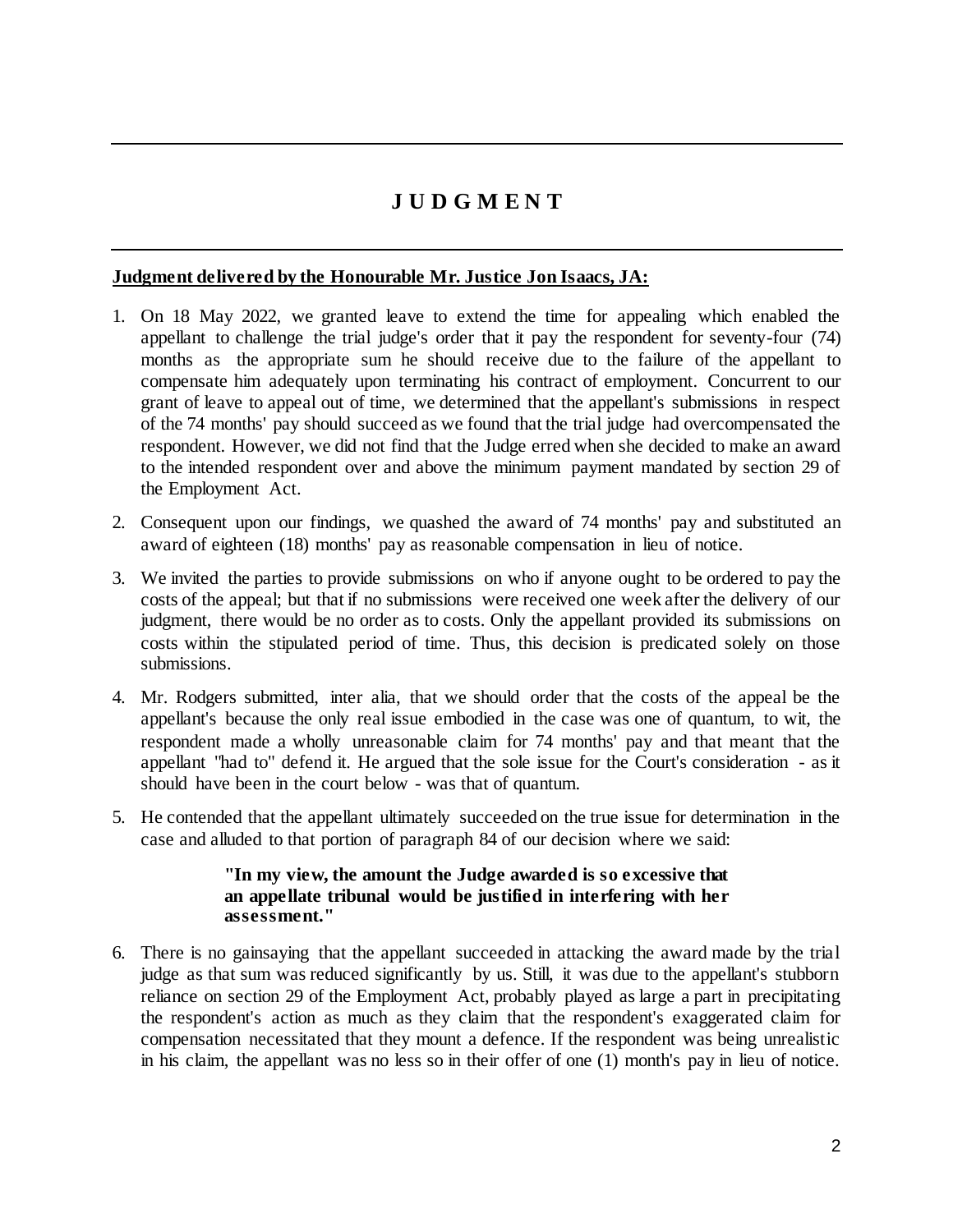# J U D G M E N T

**Judgment delivered by the Honourable Mr. Justice Jon Isaacs, JA:**

1. On 18 May 2022, we granted leave to extend the time for appealing which enabled the appellant to challenge the trial judge's order that it pay the respondent for seventy-four (74) months as the appropriate sum he should receive due to the failure of the appellant to compensate him adequately upon terminating his contract of employment. Concurrent to our grant of leave to appeal out of time, we determined that the appellant's submissions in respect of the 74 months' pay should succeed as we found that the trial judge had overcompensated the respondent. However, we did not find that the Judge erred when she decided to make an award to the intended respondent over and above the minimum payment mandated by section 29 of the Employment Act.

2. Consequent upon our findings, we quashed the award of 74 months' pay and substituted an award of eighteen (18) months' pay as reasonable compensation in lieu of notice.

3. We invited the parties to provide submissions on who if anyone ought to be ordered to pay the costs of the appeal; but that if no submissions were received one week after the delivery of our judgment, there would be no order as to costs. Only the appellant provided its submissions on costs within the stipulated period of time. Thus, this decision is predicated solely on those submissions.

4. Mr. Rodgers submitted, inter alia, that we should order that the costs of the appeal be the appellant's because the only real issue embodied in the case was one of quantum, to wit, the respondent made a wholly unreasonable claim for 74 months' pay and that meant that the appellant "had to" defend it. He argued that the sole issue for the Court's consideration - as it should have been in the court below - was that of quantum.

5. He contended that the appellant ultimately succeeded on the true issue for determination in the case and alluded to that portion of paragraph 84 of our decision where we said:

   > **"In my view, the amount the Judge awarded is so excessive that an appellate tribunal would be justified in interfering with her assessment."**

6. There is no gainsaying that the appellant succeeded in attacking the award made by the trial judge as that sum was reduced significantly by us. Still, it was due to the appellant's stubborn reliance on section 29 of the Employment Act, probably played as large a part in precipitating the respondent's action as much as they claim that the respondent's exaggerated claim for compensation necessitated that they mount a defence. If the respondent was being unrealistic in his claim, the appellant was no less so in their offer of one (1) month's pay in lieu of notice.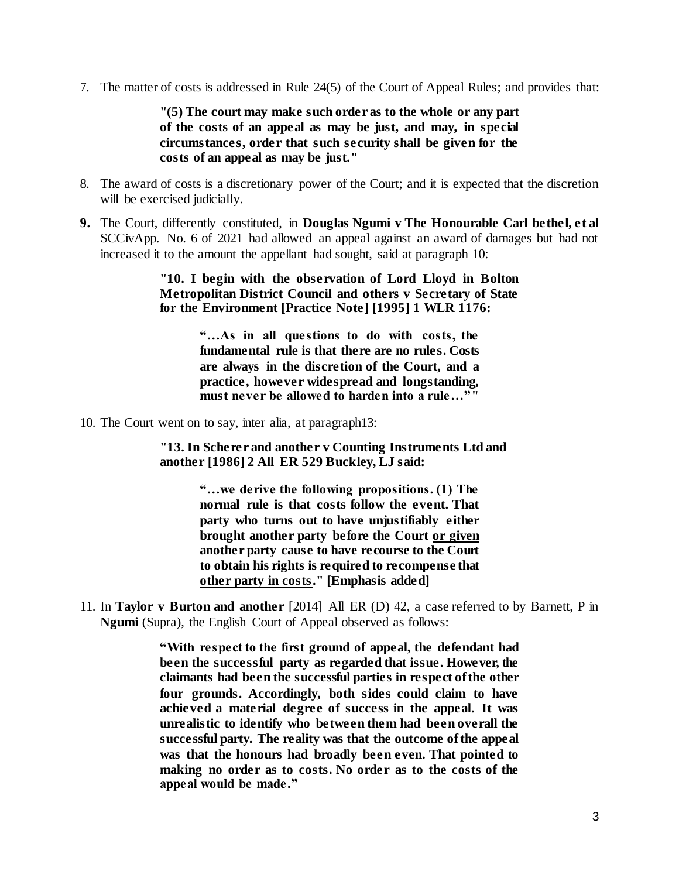7. The matter of costs is addressed in Rule 24(5) of the Court of Appeal Rules; and provides that:

> **"(5) The court may make such order as to the whole or any part of the costs of an appeal as may be just, and may, in special circumstances, order that such security shall be given for the costs of an appeal as may be just."**

8. The award of costs is a discretionary power of the Court; and it is expected that the discretion will be exercised judicially.

**9.** The Court, differently constituted, in **Douglas Ngumi v The Honourable Carl bethel, et al** SCCivApp. No. 6 of 2021 had allowed an appeal against an award of damages but had not increased it to the amount the appellant had sought, said at paragraph 10:

> **"10. I begin with the observation of Lord Lloyd in Bolton Metropolitan District Council and others v Secretary of State for the Environment [Practice Note] [1995] 1 WLR 1176:**
>
> > **"…As in all questions to do with costs, the fundamental rule is that there are no rules. Costs are always in the discretion of the Court, and a practice, however widespread and longstanding, must never be allowed to harden into a rule…""**

10. The Court went on to say, inter alia, at paragraph13:

> **"13. In Scherer and another v Counting Instruments Ltd and another [1986] 2 All ER 529 Buckley, LJ said:**
>
> > **"…we derive the following propositions. (1) The normal rule is that costs follow the event. That party who turns out to have unjustifiably either brought another party before the Court <u>or given another party cause to have recourse to the Court to obtain his rights is required to recompense that other party in costs</u>." [Emphasis added]**

11. In **Taylor v Burton and another** [2014] All ER (D) 42, a case referred to by Barnett, P in **Ngumi** (Supra), the English Court of Appeal observed as follows:

> **"With respect to the first ground of appeal, the defendant had been the successful party as regarded that issue. However, the claimants had been the successful parties in respect of the other four grounds. Accordingly, both sides could claim to have achieved a material degree of success in the appeal. It was unrealistic to identify who between them had been overall the successful party. The reality was that the outcome of the appeal was that the honours had broadly been even. That pointed to making no order as to costs. No order as to the costs of the appeal would be made."**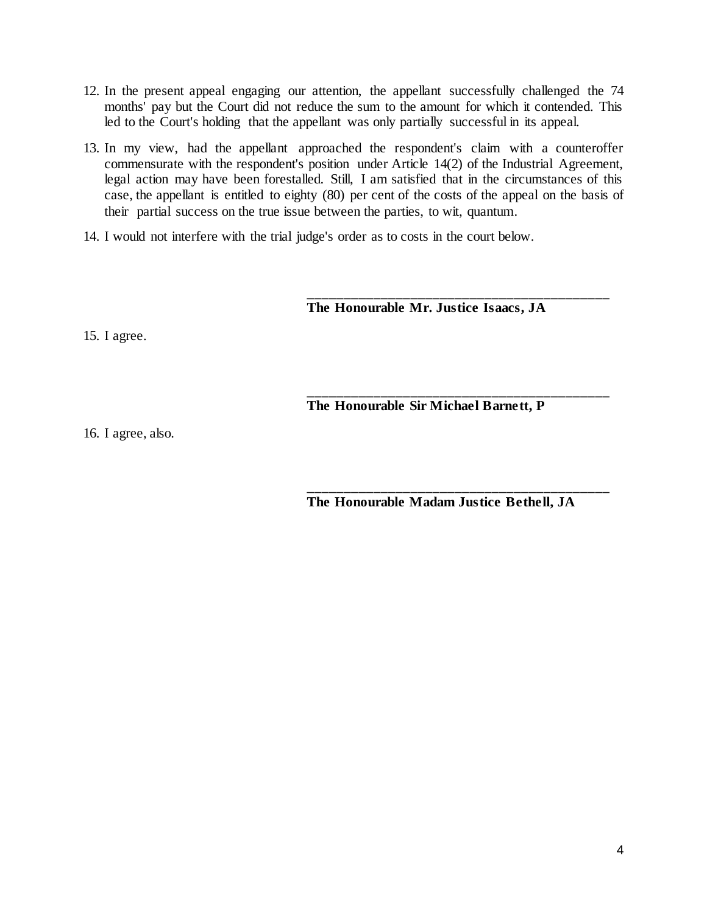12. In the present appeal engaging our attention, the appellant successfully challenged the 74 months' pay but the Court did not reduce the sum to the amount for which it contended. This led to the Court's holding that the appellant was only partially successful in its appeal.

13. In my view, had the appellant approached the respondent's claim with a counteroffer commensurate with the respondent's position under Article 14(2) of the Industrial Agreement, legal action may have been forestalled. Still, I am satisfied that in the circumstances of this case, the appellant is entitled to eighty (80) per cent of the costs of the appeal on the basis of their partial success on the true issue between the parties, to wit, quantum.

14. I would not interfere with the trial judge's order as to costs in the court below.

______________________________________________
**The Honourable Mr. Justice Isaacs, JA**

15. I agree.

______________________________________________
**The Honourable Sir Michael Barnett, P**

16. I agree, also.

______________________________________________
**The Honourable Madam Justice Bethell, JA**